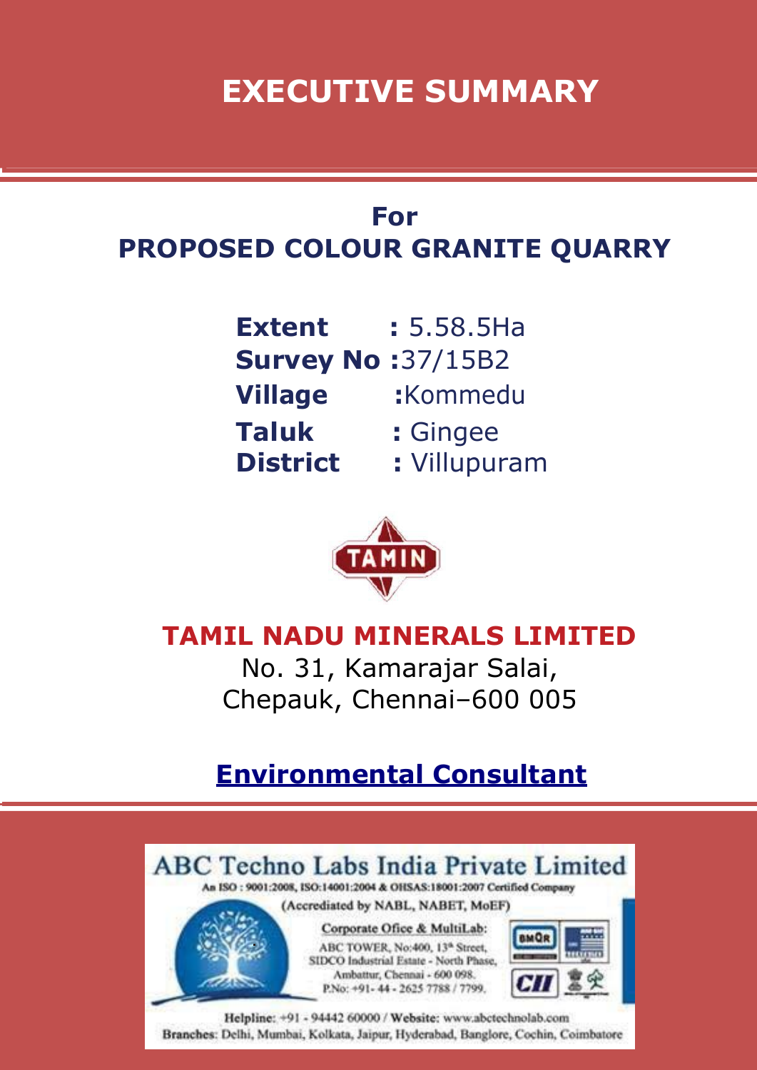# EXECUTIVE SUMMARY

## For
## PROPOSED COLOUR GRANITE QUARRY

**Extent** : 5.58.5Ha
**Survey No** :37/15B2
**Village** :Kommedu
**Taluk** : Gingee
**District** : Villupuram

TAMIN

**TAMIL NADU MINERALS LIMITED**

No. 31, Kamarajar Salai,
Chepauk, Chennai–600 005

**Environmental Consultant**

ABC Techno Labs India Private Limited

An ISO : 9001:2008, ISO:14001:2004 & OHSAS:18001:2007 Certified Company

(Accredited by NABL, NABET, MoEF)

Corporate Office & MultiLab:
ABC TOWER, No:400, 13th Street,
SIDCO Industrial Estate - North Phase,
Ambattur, Chennai - 600 098.
P.No: +91- 44 - 2625 7788 / 7799.

Helpline: +91 - 94442 60000 / Website: www.abctechnolab.com
Branches: Delhi, Mumbai, Kolkata, Jaipur, Hyderabad, Banglore, Cochin, Coimbatore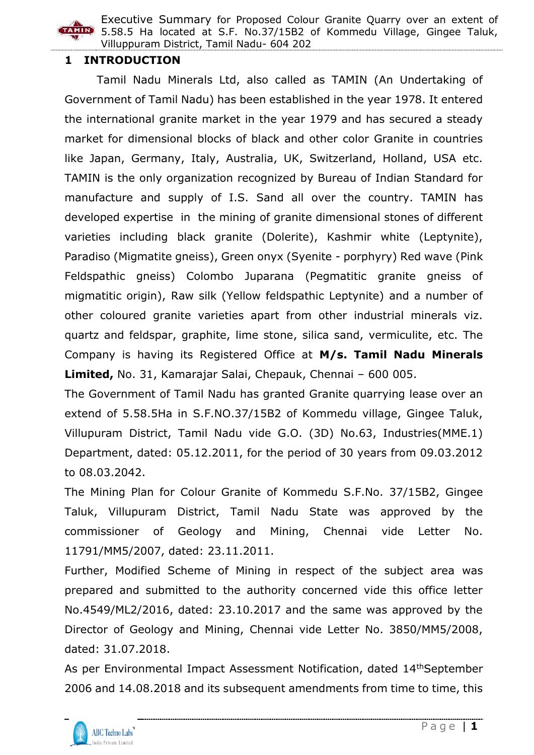## 1 INTRODUCTION

Tamil Nadu Minerals Ltd, also called as TAMIN (An Undertaking of Government of Tamil Nadu) has been established in the year 1978. It entered the international granite market in the year 1979 and has secured a steady market for dimensional blocks of black and other color Granite in countries like Japan, Germany, Italy, Australia, UK, Switzerland, Holland, USA etc. TAMIN is the only organization recognized by Bureau of Indian Standard for manufacture and supply of I.S. Sand all over the country. TAMIN has developed expertise in the mining of granite dimensional stones of different varieties including black granite (Dolerite), Kashmir white (Leptynite), Paradiso (Migmatite gneiss), Green onyx (Syenite - porphyry) Red wave (Pink Feldspathic gneiss) Colombo Juparana (Pegmatitic granite gneiss of migmatitic origin), Raw silk (Yellow feldspathic Leptynite) and a number of other coloured granite varieties apart from other industrial minerals viz. quartz and feldspar, graphite, lime stone, silica sand, vermiculite, etc. The Company is having its Registered Office at **M/s. Tamil Nadu Minerals Limited,** No. 31, Kamarajar Salai, Chepauk, Chennai – 600 005.

The Government of Tamil Nadu has granted Granite quarrying lease over an extend of 5.58.5Ha in S.F.NO.37/15B2 of Kommedu village, Gingee Taluk, Villupuram District, Tamil Nadu vide G.O. (3D) No.63, Industries(MME.1) Department, dated: 05.12.2011, for the period of 30 years from 09.03.2012 to 08.03.2042.

The Mining Plan for Colour Granite of Kommedu S.F.No. 37/15B2, Gingee Taluk, Villupuram District, Tamil Nadu State was approved by the commissioner of Geology and Mining, Chennai vide Letter No. 11791/MM5/2007, dated: 23.11.2011.

Further, Modified Scheme of Mining in respect of the subject area was prepared and submitted to the authority concerned vide this office letter No.4549/ML2/2016, dated: 23.10.2017 and the same was approved by the Director of Geology and Mining, Chennai vide Letter No. 3850/MM5/2008, dated: 31.07.2018.

As per Environmental Impact Assessment Notification, dated 14th September 2006 and 14.08.2018 and its subsequent amendments from time to time, this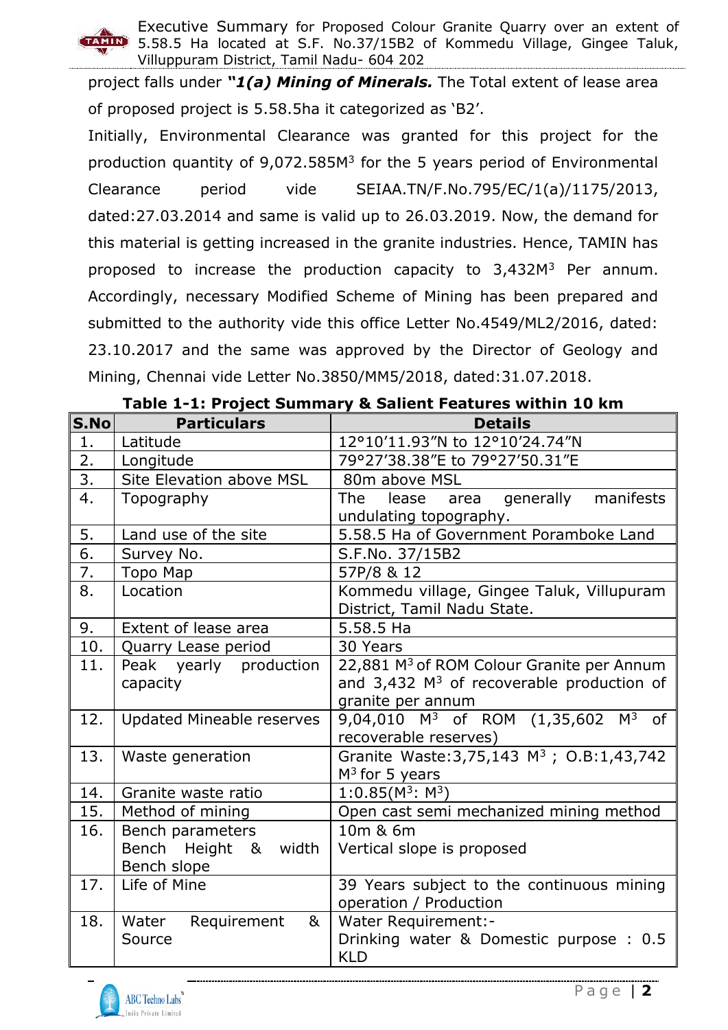project falls under ***"1(a) Mining of Minerals.*** The Total extent of lease area of proposed project is 5.58.5ha it categorized as 'B2'.

Initially, Environmental Clearance was granted for this project for the production quantity of 9,072.585M$^3$ for the 5 years period of Environmental Clearance period vide SEIAA.TN/F.No.795/EC/1(a)/1175/2013, dated:27.03.2014 and same is valid up to 26.03.2019. Now, the demand for this material is getting increased in the granite industries. Hence, TAMIN has proposed to increase the production capacity to 3,432M$^3$ Per annum. Accordingly, necessary Modified Scheme of Mining has been prepared and submitted to the authority vide this office Letter No.4549/ML2/2016, dated: 23.10.2017 and the same was approved by the Director of Geology and Mining, Chennai vide Letter No.3850/MM5/2018, dated:31.07.2018.

**Table 1-1: Project Summary & Salient Features within 10 km**

| S.No | Particulars | Details |
|---|---|---|
| 1. | Latitude | 12°10'11.93"N to 12°10'24.74"N |
| 2. | Longitude | 79°27'38.38"E to 79°27'50.31"E |
| 3. | Site Elevation above MSL | 80m above MSL |
| 4. | Topography | The lease area generally manifests undulating topography. |
| 5. | Land use of the site | 5.58.5 Ha of Government Poramboke Land |
| 6. | Survey No. | S.F.No. 37/15B2 |
| 7. | Topo Map | 57P/8 & 12 |
| 8. | Location | Kommedu village, Gingee Taluk, Villupuram District, Tamil Nadu State. |
| 9. | Extent of lease area | 5.58.5 Ha |
| 10. | Quarry Lease period | 30 Years |
| 11. | Peak yearly production capacity | 22,881 M$^3$ of ROM Colour Granite per Annum and 3,432 M$^3$ of recoverable production of granite per annum |
| 12. | Updated Mineable reserves | 9,04,010 M$^3$ of ROM (1,35,602 M$^3$ of recoverable reserves) |
| 13. | Waste generation | Granite Waste:3,75,143 M$^3$ ; O.B:1,43,742 M$^3$ for 5 years |
| 14. | Granite waste ratio | 1:0.85(M$^3$: M$^3$) |
| 15. | Method of mining | Open cast semi mechanized mining method |
| 16. | Bench parameters<br>Bench Height & width<br>Bench slope | 10m & 6m<br>Vertical slope is proposed |
| 17. | Life of Mine | 39 Years subject to the continuous mining operation / Production |
| 18. | Water Requirement & Source | Water Requirement:-<br>Drinking water & Domestic purpose : 0.5 KLD |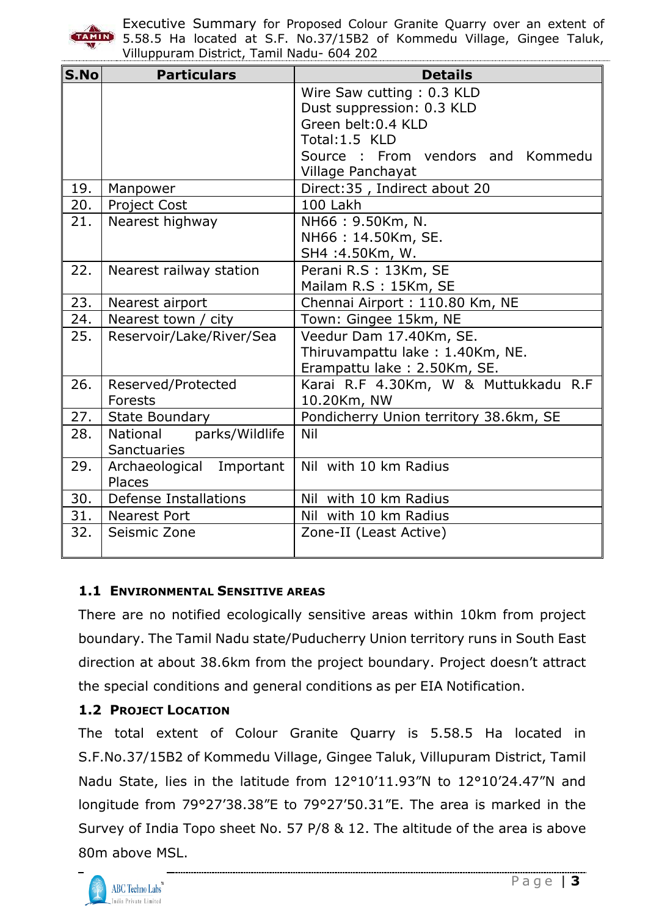| S.No | Particulars | Details |
|---|---|---|
| | | Wire Saw cutting : 0.3 KLD<br>Dust suppression: 0.3 KLD<br>Green belt:0.4 KLD<br>Total:1.5 KLD<br>Source : From vendors and Kommedu Village Panchayat |
| 19. | Manpower | Direct:35 , Indirect about 20 |
| 20. | Project Cost | 100 Lakh |
| 21. | Nearest highway | NH66 : 9.50Km, N.<br>NH66 : 14.50Km, SE.<br>SH4 :4.50Km, W. |
| 22. | Nearest railway station | Perani R.S : 13Km, SE<br>Mailam R.S : 15Km, SE |
| 23. | Nearest airport | Chennai Airport : 110.80 Km, NE |
| 24. | Nearest town / city | Town: Gingee 15km, NE |
| 25. | Reservoir/Lake/River/Sea | Veedur Dam 17.40Km, SE.<br>Thiruvampattu lake : 1.40Km, NE.<br>Erampattu lake : 2.50Km, SE. |
| 26. | Reserved/Protected Forests | Karai R.F 4.30Km, W & Muttukkadu R.F 10.20Km, NW |
| 27. | State Boundary | Pondicherry Union territory 38.6km, SE |
| 28. | National parks/Wildlife Sanctuaries | Nil |
| 29. | Archaeological Important Places | Nil with 10 km Radius |
| 30. | Defense Installations | Nil with 10 km Radius |
| 31. | Nearest Port | Nil with 10 km Radius |
| 32. | Seismic Zone | Zone-II (Least Active) |

### 1.1 ENVIRONMENTAL SENSITIVE AREAS

There are no notified ecologically sensitive areas within 10km from project boundary. The Tamil Nadu state/Puducherry Union territory runs in South East direction at about 38.6km from the project boundary. Project doesn't attract the special conditions and general conditions as per EIA Notification.

### 1.2 PROJECT LOCATION

The total extent of Colour Granite Quarry is 5.58.5 Ha located in S.F.No.37/15B2 of Kommedu Village, Gingee Taluk, Villupuram District, Tamil Nadu State, lies in the latitude from 12°10'11.93"N to 12°10'24.47"N and longitude from 79°27'38.38"E to 79°27'50.31"E. The area is marked in the Survey of India Topo sheet No. 57 P/8 & 12. The altitude of the area is above 80m above MSL.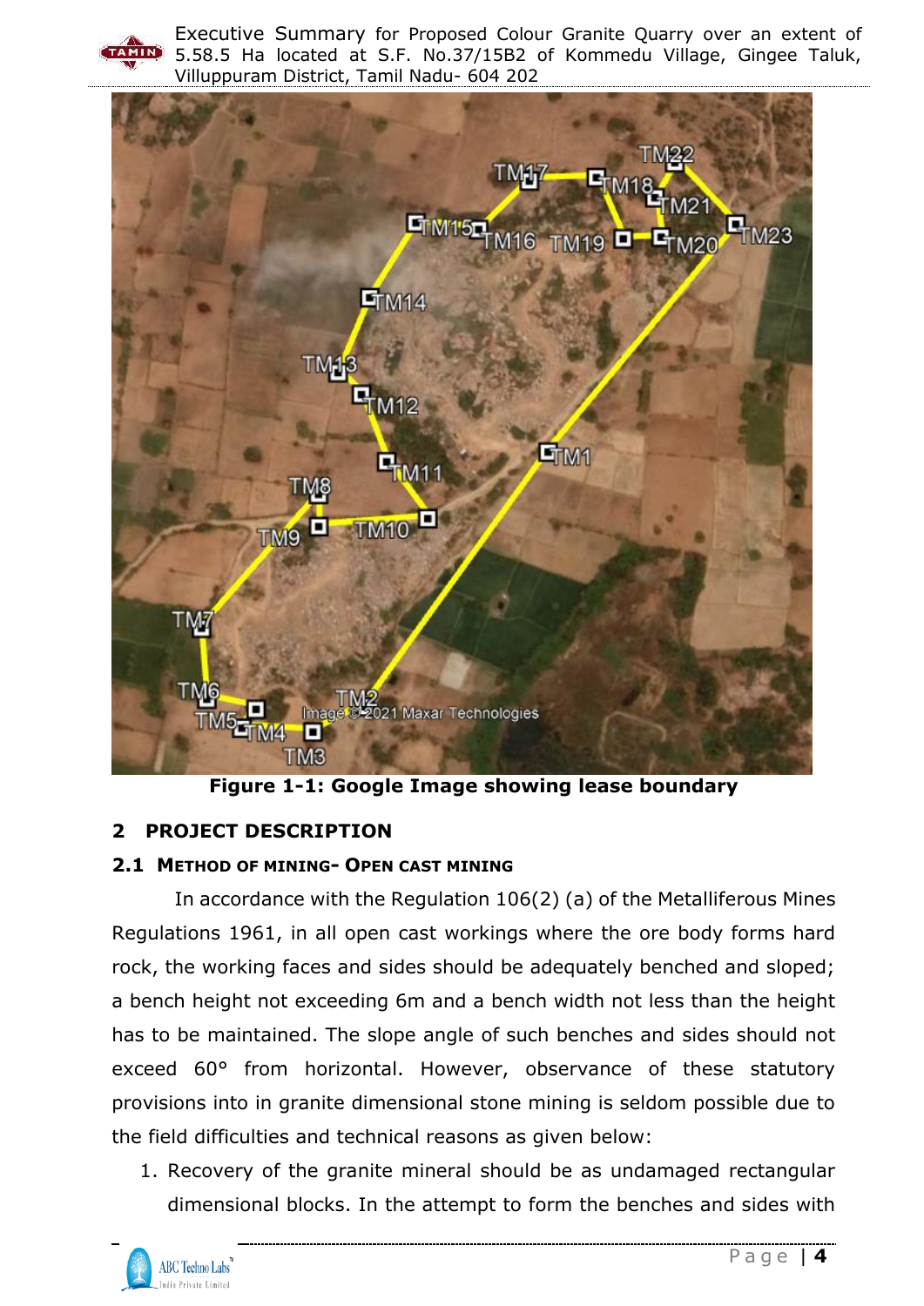Figure 1-1: Google Image showing lease boundary

## 2 PROJECT DESCRIPTION

### 2.1 METHOD OF MINING- OPEN CAST MINING

In accordance with the Regulation 106(2) (a) of the Metalliferous Mines Regulations 1961, in all open cast workings where the ore body forms hard rock, the working faces and sides should be adequately benched and sloped; a bench height not exceeding 6m and a bench width not less than the height has to be maintained. The slope angle of such benches and sides should not exceed 60° from horizontal. However, observance of these statutory provisions into in granite dimensional stone mining is seldom possible due to the field difficulties and technical reasons as given below:

1. Recovery of the granite mineral should be as undamaged rectangular dimensional blocks. In the attempt to form the benches and sides with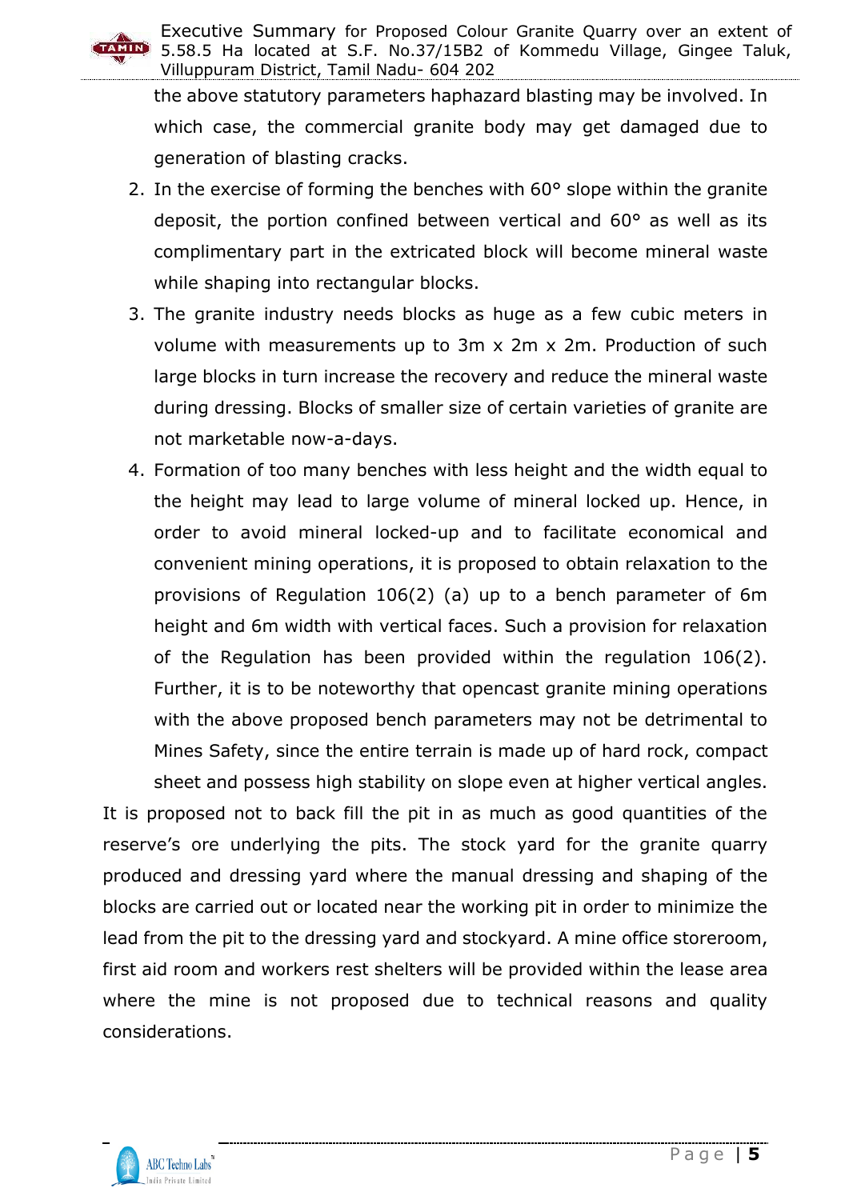the above statutory parameters haphazard blasting may be involved. In which case, the commercial granite body may get damaged due to generation of blasting cracks.

2. In the exercise of forming the benches with 60° slope within the granite deposit, the portion confined between vertical and 60° as well as its complimentary part in the extricated block will become mineral waste while shaping into rectangular blocks.
3. The granite industry needs blocks as huge as a few cubic meters in volume with measurements up to 3m x 2m x 2m. Production of such large blocks in turn increase the recovery and reduce the mineral waste during dressing. Blocks of smaller size of certain varieties of granite are not marketable now-a-days.
4. Formation of too many benches with less height and the width equal to the height may lead to large volume of mineral locked up. Hence, in order to avoid mineral locked-up and to facilitate economical and convenient mining operations, it is proposed to obtain relaxation to the provisions of Regulation 106(2) (a) up to a bench parameter of 6m height and 6m width with vertical faces. Such a provision for relaxation of the Regulation has been provided within the regulation 106(2). Further, it is to be noteworthy that opencast granite mining operations with the above proposed bench parameters may not be detrimental to Mines Safety, since the entire terrain is made up of hard rock, compact sheet and possess high stability on slope even at higher vertical angles.

It is proposed not to back fill the pit in as much as good quantities of the reserve's ore underlying the pits. The stock yard for the granite quarry produced and dressing yard where the manual dressing and shaping of the blocks are carried out or located near the working pit in order to minimize the lead from the pit to the dressing yard and stockyard. A mine office storeroom, first aid room and workers rest shelters will be provided within the lease area where the mine is not proposed due to technical reasons and quality considerations.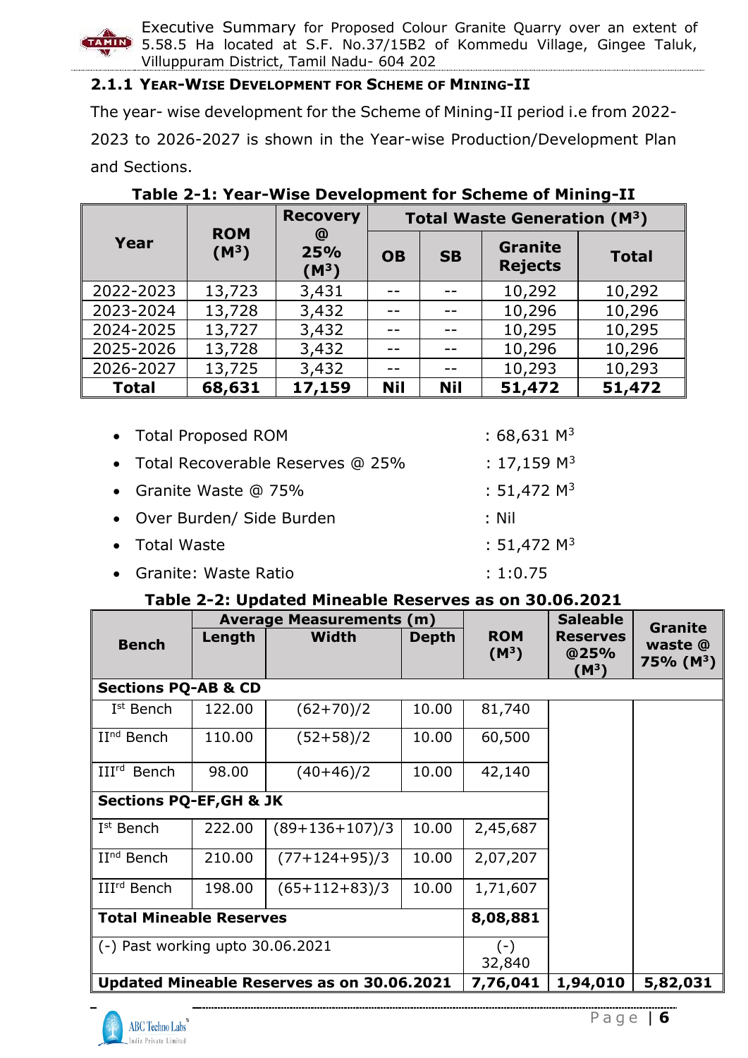### 2.1.1 YEAR-WISE DEVELOPMENT FOR SCHEME OF MINING-II

The year- wise development for the Scheme of Mining-II period i.e from 2022-2023 to 2026-2027 is shown in the Year-wise Production/Development Plan and Sections.

**Table 2-1: Year-Wise Development for Scheme of Mining-II**

| Year | ROM ($M^3$) | Recovery @ 25% ($M^3$) | Total Waste Generation ($M^3$) | | | |
|---|---|---|---|---|---|---|
| | | | OB | SB | Granite Rejects | Total |
| 2022-2023 | 13,723 | 3,431 | -- | -- | 10,292 | 10,292 |
| 2023-2024 | 13,728 | 3,432 | -- | -- | 10,296 | 10,296 |
| 2024-2025 | 13,727 | 3,432 | -- | -- | 10,295 | 10,295 |
| 2025-2026 | 13,728 | 3,432 | -- | -- | 10,296 | 10,296 |
| 2026-2027 | 13,725 | 3,432 | -- | -- | 10,293 | 10,293 |
| **Total** | **68,631** | **17,159** | **Nil** | **Nil** | **51,472** | **51,472** |

- Total Proposed ROM : 68,631 $M^3$
- Total Recoverable Reserves @ 25% : 17,159 $M^3$
- Granite Waste @ 75% : 51,472 $M^3$
- Over Burden/ Side Burden : Nil
- Total Waste : 51,472 $M^3$
- Granite: Waste Ratio : 1:0.75

**Table 2-2: Updated Mineable Reserves as on 30.06.2021**

| Bench | Average Measurements (m) | | | ROM ($M^3$) | Saleable Reserves @25% ($M^3$) | Granite waste @ 75% ($M^3$) |
|---|---|---|---|---|---|---|
| | Length | Width | Depth | | | |
| **Sections PQ-AB & CD** | | | | | | |
| I[st] Bench | 122.00 | (62+70)/2 | 10.00 | 81,740 | | |
| II[nd] Bench | 110.00 | (52+58)/2 | 10.00 | 60,500 | | |
| III[rd] Bench | 98.00 | (40+46)/2 | 10.00 | 42,140 | | |
| **Sections PQ-EF,GH & JK** | | | | | | |
| I[st] Bench | 222.00 | (89+136+107)/3 | 10.00 | 2,45,687 | | |
| II[nd] Bench | 210.00 | (77+124+95)/3 | 10.00 | 2,07,207 | | |
| III[rd] Bench | 198.00 | (65+112+83)/3 | 10.00 | 1,71,607 | | |
| **Total Mineable Reserves** | | | | **8,08,881** | | |
| (-) Past working upto 30.06.2021 | | | | (-) 32,840 | | |
| **Updated Mineable Reserves as on 30.06.2021** | | | | **7,76,041** | **1,94,010** | **5,82,031** |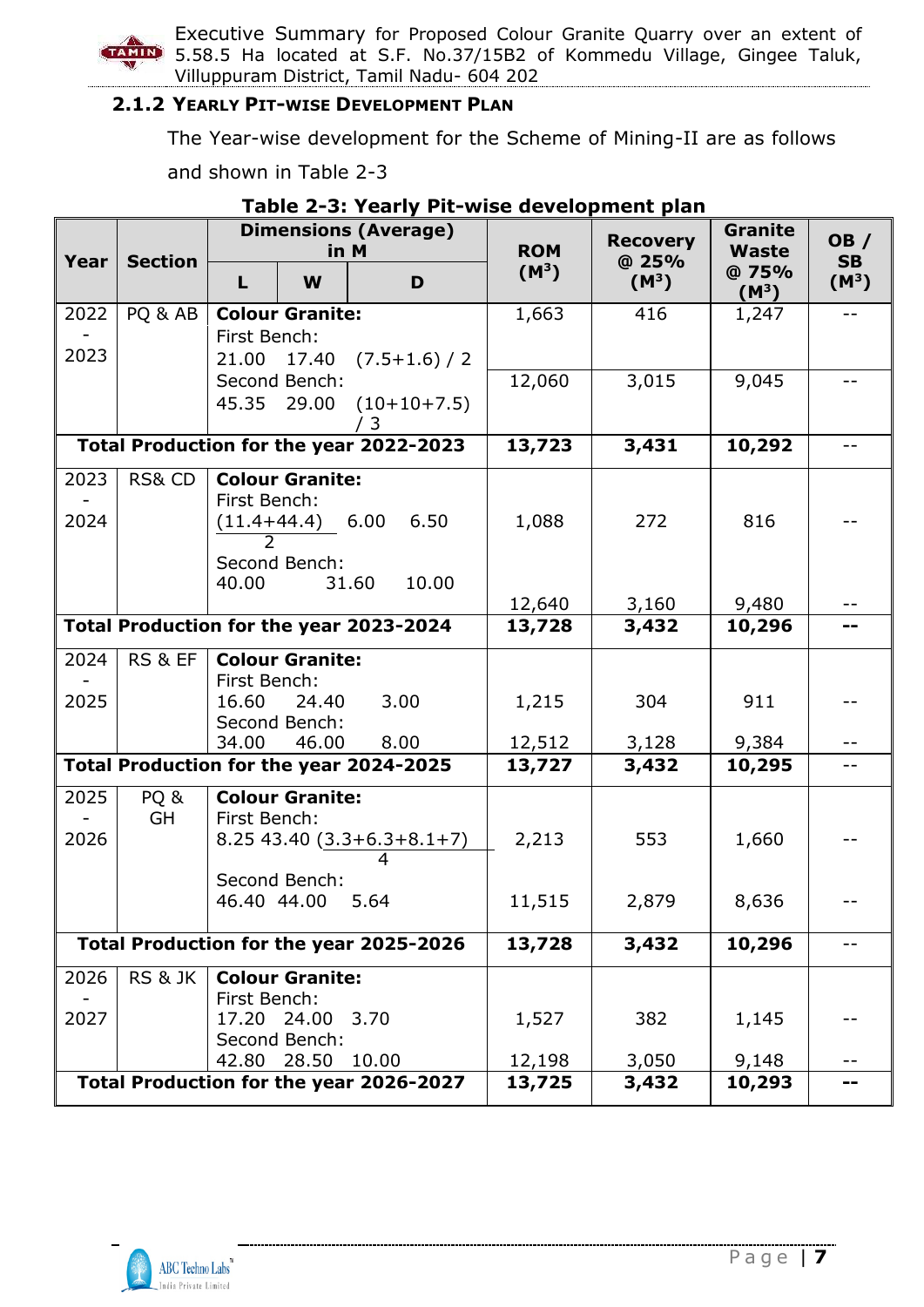### 2.1.2 YEARLY PIT-WISE DEVELOPMENT PLAN

The Year-wise development for the Scheme of Mining-II are as follows and shown in Table 2-3

**Table 2-3: Yearly Pit-wise development plan**

| Year | Section | Dimensions (Average) in M | | | ROM ($M^3$) | Recovery @ 25% ($M^3$) | Granite Waste @ 75% ($M^3$) | OB / SB ($M^3$) |
|---|---|---|---|---|---|---|---|---|
| | | L | W | D | | | | |
| 2022 - 2023 | PQ & AB | **Colour Granite:** First Bench: 21.00 | 17.40 | (7.5+1.6) / 2 | 1,663 | 416 | 1,247 | -- |
| | | Second Bench: 45.35 | 29.00 | (10+10+7.5) / 3 | 12,060 | 3,015 | 9,045 | -- |
| **Total Production for the year 2022-2023** | | | | | **13,723** | **3,431** | **10,292** | -- |
| 2023 - 2024 | RS& CD | **Colour Granite:** First Bench: (11.4+44.4) / 2 | 6.00 | 6.50 | 1,088 | 272 | 816 | -- |
| | | Second Bench: 40.00 | 31.60 | 10.00 | 12,640 | 3,160 | 9,480 | -- |
| **Total Production for the year 2023-2024** | | | | | **13,728** | **3,432** | **10,296** | **--** |
| 2024 - 2025 | RS & EF | **Colour Granite:** First Bench: 16.60 | 24.40 | 3.00 | 1,215 | 304 | 911 | -- |
| | | Second Bench: 34.00 | 46.00 | 8.00 | 12,512 | 3,128 | 9,384 | -- |
| **Total Production for the year 2024-2025** | | | | | **13,727** | **3,432** | **10,295** | -- |
| 2025 - 2026 | PQ & GH | **Colour Granite:** First Bench: 8.25 | 43.40 | (3.3+6.3+8.1+7) / 4 | 2,213 | 553 | 1,660 | -- |
| | | Second Bench: 46.40 | 44.00 | 5.64 | 11,515 | 2,879 | 8,636 | -- |
| **Total Production for the year 2025-2026** | | | | | **13,728** | **3,432** | **10,296** | -- |
| 2026 - 2027 | RS & JK | **Colour Granite:** First Bench: 17.20 | 24.00 | 3.70 | 1,527 | 382 | 1,145 | -- |
| | | Second Bench: 42.80 | 28.50 | 10.00 | 12,198 | 3,050 | 9,148 | -- |
| **Total Production for the year 2026-2027** | | | | | **13,725** | **3,432** | **10,293** | **--** |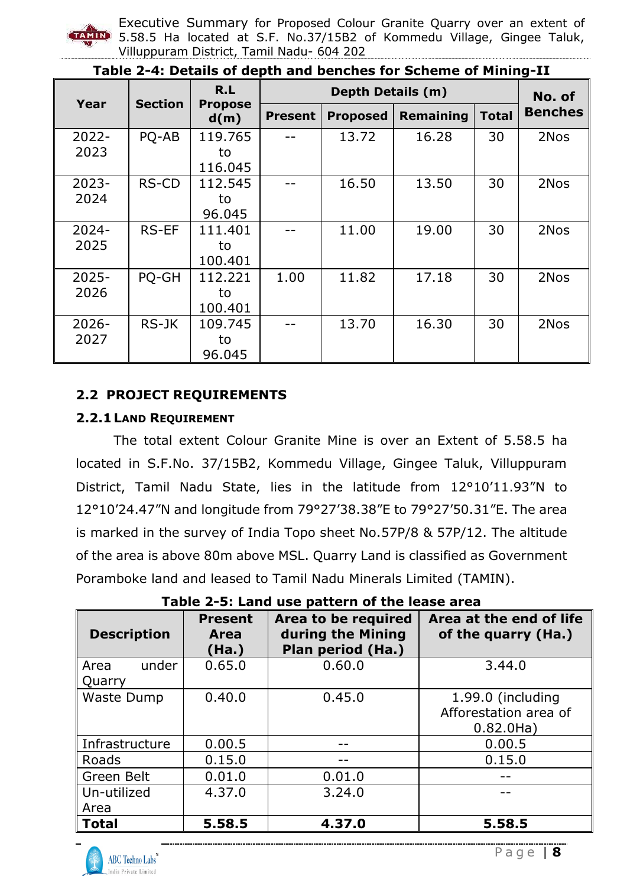**Table 2-4: Details of depth and benches for Scheme of Mining-II**

| Year | Section | R.L Proposed(m) | Depth Details (m) | | | | No. of Benches |
|---|---|---|---|---|---|---|---|
| | | | Present | Proposed | Remaining | Total | |
| 2022-2023 | PQ-AB | 119.765 to 116.045 | -- | 13.72 | 16.28 | 30 | 2Nos |
| 2023-2024 | RS-CD | 112.545 to 96.045 | -- | 16.50 | 13.50 | 30 | 2Nos |
| 2024-2025 | RS-EF | 111.401 to 100.401 | -- | 11.00 | 19.00 | 30 | 2Nos |
| 2025-2026 | PQ-GH | 112.221 to 100.401 | 1.00 | 11.82 | 17.18 | 30 | 2Nos |
| 2026-2027 | RS-JK | 109.745 to 96.045 | -- | 13.70 | 16.30 | 30 | 2Nos |

## 2.2 PROJECT REQUIREMENTS

### 2.2.1 LAND REQUIREMENT

The total extent Colour Granite Mine is over an Extent of 5.58.5 ha located in S.F.No. 37/15B2, Kommedu Village, Gingee Taluk, Villuppuram District, Tamil Nadu State, lies in the latitude from 12°10'11.93"N to 12°10'24.47"N and longitude from 79°27'38.38"E to 79°27'50.31"E. The area is marked in the survey of India Topo sheet No.57P/8 & 57P/12. The altitude of the area is above 80m above MSL. Quarry Land is classified as Government Poramboke land and leased to Tamil Nadu Minerals Limited (TAMIN).

**Table 2-5: Land use pattern of the lease area**

| Description | Present Area (Ha.) | Area to be required during the Mining Plan period (Ha.) | Area at the end of life of the quarry (Ha.) |
|---|---|---|---|
| Area under Quarry | 0.65.0 | 0.60.0 | 3.44.0 |
| Waste Dump | 0.40.0 | 0.45.0 | 1.99.0 (including Afforestation area of 0.82.0Ha) |
| Infrastructure | 0.00.5 | -- | 0.00.5 |
| Roads | 0.15.0 | -- | 0.15.0 |
| Green Belt | 0.01.0 | 0.01.0 | -- |
| Un-utilized Area | 4.37.0 | 3.24.0 | -- |
| **Total** | **5.58.5** | **4.37.0** | **5.58.5** |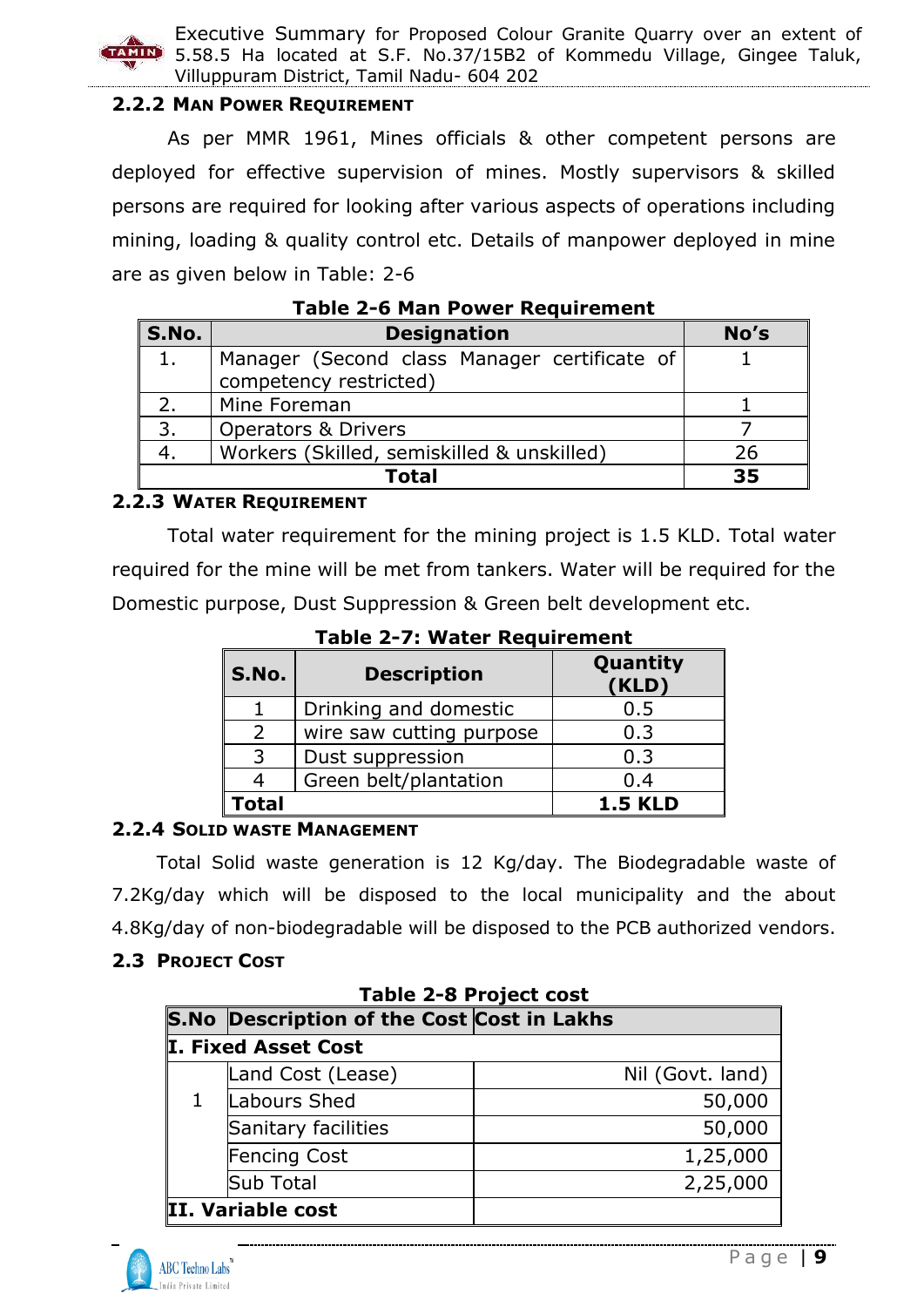### 2.2.2 Man Power Requirement

As per MMR 1961, Mines officials & other competent persons are deployed for effective supervision of mines. Mostly supervisors & skilled persons are required for looking after various aspects of operations including mining, loading & quality control etc. Details of manpower deployed in mine are as given below in Table: 2-6

**Table 2-6 Man Power Requirement**

| S.No. | Designation | No's |
|---|---|---|
| 1. | Manager (Second class Manager certificate of competency restricted) | 1 |
| 2. | Mine Foreman | 1 |
| 3. | Operators & Drivers | 7 |
| 4. | Workers (Skilled, semiskilled & unskilled) | 26 |
| **Total** | | **35** |

### 2.2.3 Water Requirement

Total water requirement for the mining project is 1.5 KLD. Total water required for the mine will be met from tankers. Water will be required for the Domestic purpose, Dust Suppression & Green belt development etc.

**Table 2-7: Water Requirement**

| S.No. | Description | Quantity (KLD) |
|---|---|---|
| 1 | Drinking and domestic | 0.5 |
| 2 | wire saw cutting purpose | 0.3 |
| 3 | Dust suppression | 0.3 |
| 4 | Green belt/plantation | 0.4 |
| **Total** | | **1.5 KLD** |

### 2.2.4 Solid waste Management

Total Solid waste generation is 12 Kg/day. The Biodegradable waste of 7.2Kg/day which will be disposed to the local municipality and the about 4.8Kg/day of non-biodegradable will be disposed to the PCB authorized vendors.

## 2.3 Project Cost

**Table 2-8 Project cost**

| S.No | Description of the Cost | Cost in Lakhs |
|---|---|---|
| **I. Fixed Asset Cost** | | |
| 1 | Land Cost (Lease) | Nil (Govt. land) |
| | Labours Shed | 50,000 |
| | Sanitary facilities | 50,000 |
| | Fencing Cost | 1,25,000 |
| | Sub Total | 2,25,000 |
| **II. Variable cost** | | |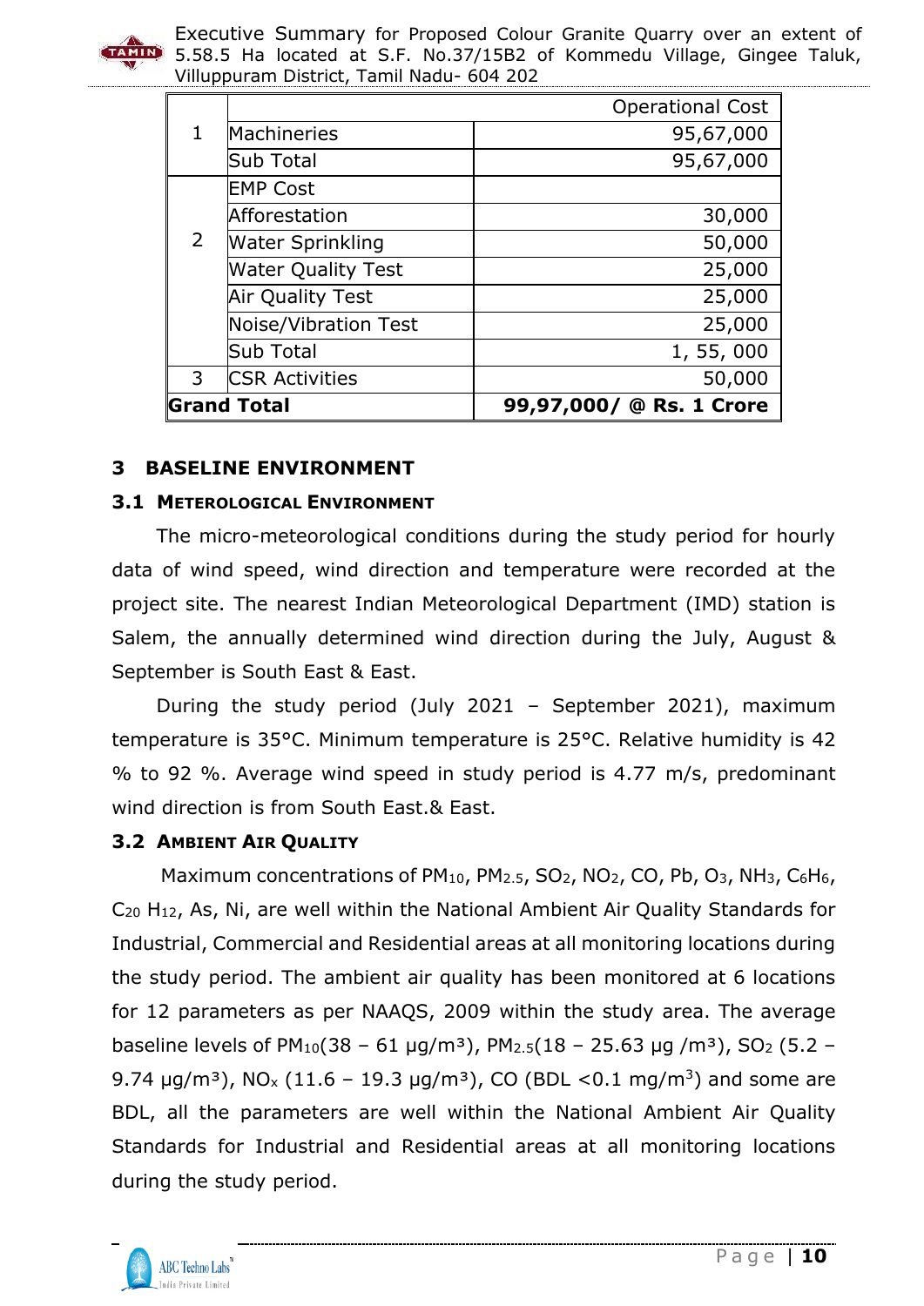| | | |
|---|---|---|
| | | Operational Cost |
| 1 | Machineries | 95,67,000 |
| | Sub Total | 95,67,000 |
| 2 | EMP Cost | |
| | Afforestation | 30,000 |
| | Water Sprinkling | 50,000 |
| | Water Quality Test | 25,000 |
| | Air Quality Test | 25,000 |
| | Noise/Vibration Test | 25,000 |
| | Sub Total | 1, 55, 000 |
| 3 | CSR Activities | 50,000 |
| **Grand Total** | | **99,97,000/ @ Rs. 1 Crore** |

## 3 BASELINE ENVIRONMENT

### 3.1 METEROLOGICAL ENVIRONMENT

The micro-meteorological conditions during the study period for hourly data of wind speed, wind direction and temperature were recorded at the project site. The nearest Indian Meteorological Department (IMD) station is Salem, the annually determined wind direction during the July, August & September is South East & East.

During the study period (July 2021 – September 2021), maximum temperature is 35°C. Minimum temperature is 25°C. Relative humidity is 42 % to 92 %. Average wind speed in study period is 4.77 m/s, predominant wind direction is from South East.& East.

### 3.2 AMBIENT AIR QUALITY

Maximum concentrations of $PM_{10}$, $PM_{2.5}$, $SO_2$, $NO_2$, CO, Pb, $O_3$, $NH_3$, $C_6H_6$, $C_{20}H_{12}$, As, Ni, are well within the National Ambient Air Quality Standards for Industrial, Commercial and Residential areas at all monitoring locations during the study period. The ambient air quality has been monitored at 6 locations for 12 parameters as per NAAQS, 2009 within the study area. The average baseline levels of $PM_{10}$(38 – 61 μg/m³), $PM_{2.5}$(18 – 25.63 μg /m³), $SO_2$ (5.2 – 9.74 μg/m³), $NO_x$ (11.6 – 19.3 μg/m³), CO (BDL <0.1 mg/m³) and some are BDL, all the parameters are well within the National Ambient Air Quality Standards for Industrial and Residential areas at all monitoring locations during the study period.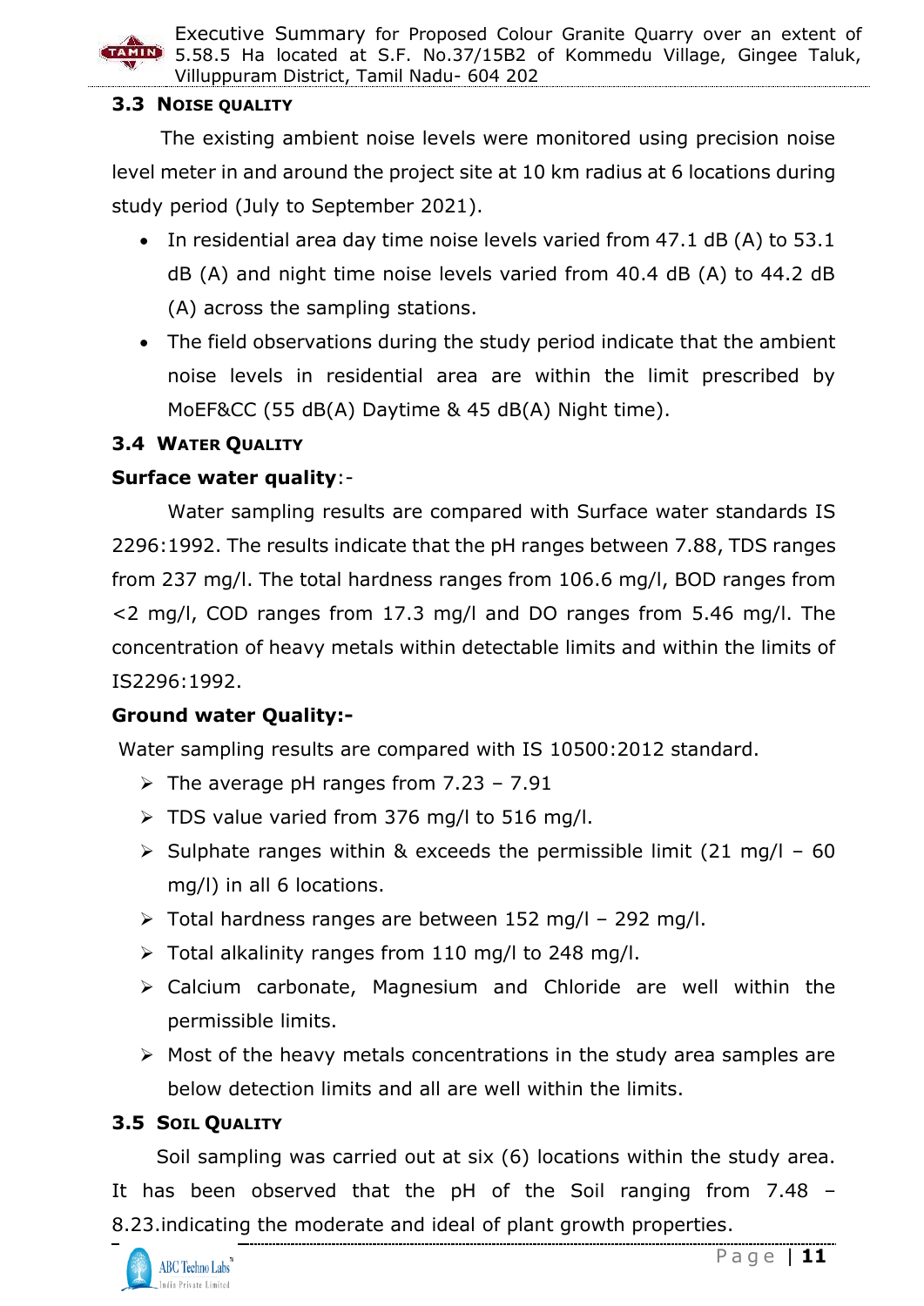### 3.3 NOISE QUALITY

The existing ambient noise levels were monitored using precision noise level meter in and around the project site at 10 km radius at 6 locations during study period (July to September 2021).

- In residential area day time noise levels varied from 47.1 dB (A) to 53.1 dB (A) and night time noise levels varied from 40.4 dB (A) to 44.2 dB (A) across the sampling stations.
- The field observations during the study period indicate that the ambient noise levels in residential area are within the limit prescribed by MoEF&CC (55 dB(A) Daytime & 45 dB(A) Night time).

### 3.4 WATER QUALITY

**Surface water quality**:-

Water sampling results are compared with Surface water standards IS 2296:1992. The results indicate that the pH ranges between 7.88, TDS ranges from 237 mg/l. The total hardness ranges from 106.6 mg/l, BOD ranges from <2 mg/l, COD ranges from 17.3 mg/l and DO ranges from 5.46 mg/l. The concentration of heavy metals within detectable limits and within the limits of IS2296:1992.

**Ground water Quality:-**

Water sampling results are compared with IS 10500:2012 standard.

- The average pH ranges from 7.23 – 7.91
- TDS value varied from 376 mg/l to 516 mg/l.
- Sulphate ranges within & exceeds the permissible limit (21 mg/l – 60 mg/l) in all 6 locations.
- Total hardness ranges are between 152 mg/l – 292 mg/l.
- Total alkalinity ranges from 110 mg/l to 248 mg/l.
- Calcium carbonate, Magnesium and Chloride are well within the permissible limits.
- Most of the heavy metals concentrations in the study area samples are below detection limits and all are well within the limits.

### 3.5 SOIL QUALITY

Soil sampling was carried out at six (6) locations within the study area. It has been observed that the pH of the Soil ranging from 7.48 – 8.23.indicating the moderate and ideal of plant growth properties.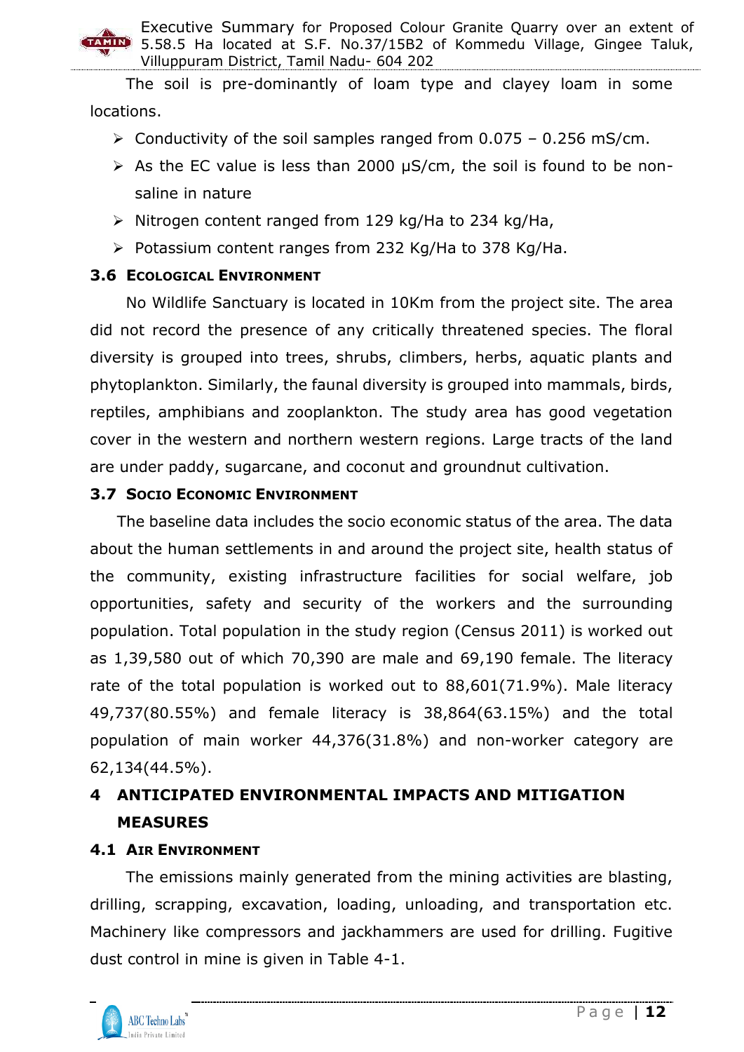The soil is pre-dominantly of loam type and clayey loam in some locations.

- Conductivity of the soil samples ranged from 0.075 – 0.256 mS/cm.
- As the EC value is less than 2000 µS/cm, the soil is found to be non-saline in nature
- Nitrogen content ranged from 129 kg/Ha to 234 kg/Ha,
- Potassium content ranges from 232 Kg/Ha to 378 Kg/Ha.

### 3.6 Ecological Environment

No Wildlife Sanctuary is located in 10Km from the project site. The area did not record the presence of any critically threatened species. The floral diversity is grouped into trees, shrubs, climbers, herbs, aquatic plants and phytoplankton. Similarly, the faunal diversity is grouped into mammals, birds, reptiles, amphibians and zooplankton. The study area has good vegetation cover in the western and northern western regions. Large tracts of the land are under paddy, sugarcane, and coconut and groundnut cultivation.

### 3.7 Socio Economic Environment

The baseline data includes the socio economic status of the area. The data about the human settlements in and around the project site, health status of the community, existing infrastructure facilities for social welfare, job opportunities, safety and security of the workers and the surrounding population. Total population in the study region (Census 2011) is worked out as 1,39,580 out of which 70,390 are male and 69,190 female. The literacy rate of the total population is worked out to 88,601(71.9%). Male literacy 49,737(80.55%) and female literacy is 38,864(63.15%) and the total population of main worker 44,376(31.8%) and non-worker category are 62,134(44.5%).

## 4 ANTICIPATED ENVIRONMENTAL IMPACTS AND MITIGATION MEASURES

### 4.1 Air Environment

The emissions mainly generated from the mining activities are blasting, drilling, scrapping, excavation, loading, unloading, and transportation etc. Machinery like compressors and jackhammers are used for drilling. Fugitive dust control in mine is given in Table 4-1.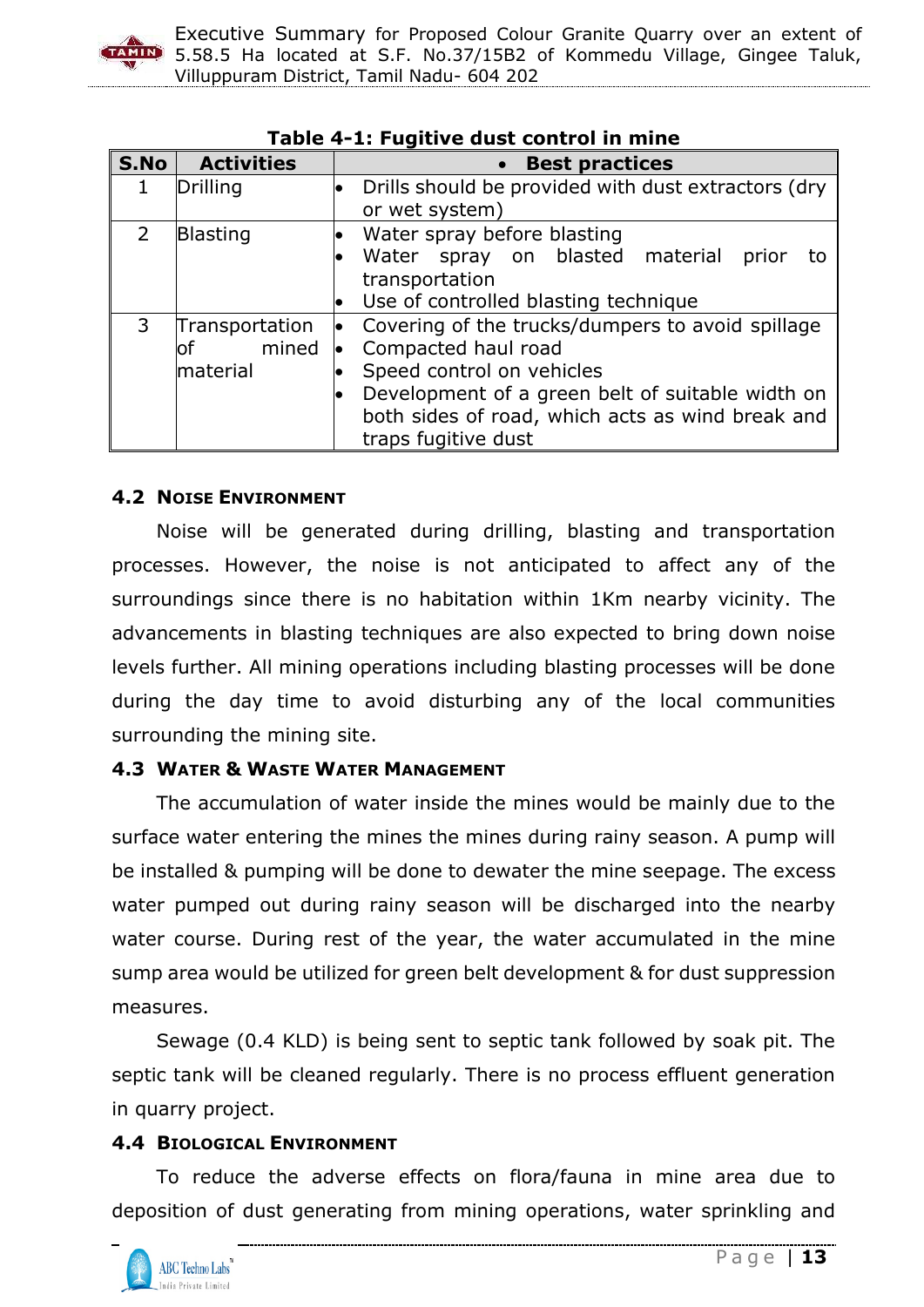**Table 4-1: Fugitive dust control in mine**

| S.No | Activities | Best practices |
|---|---|---|
| 1 | Drilling | • Drills should be provided with dust extractors (dry or wet system) |
| 2 | Blasting | • Water spray before blasting<br>• Water spray on blasted material prior to transportation<br>• Use of controlled blasting technique |
| 3 | Transportation of mined material | • Covering of the trucks/dumpers to avoid spillage<br>• Compacted haul road<br>• Speed control on vehicles<br>• Development of a green belt of suitable width on both sides of road, which acts as wind break and traps fugitive dust |

### 4.2 Noise Environment

Noise will be generated during drilling, blasting and transportation processes. However, the noise is not anticipated to affect any of the surroundings since there is no habitation within 1Km nearby vicinity. The advancements in blasting techniques are also expected to bring down noise levels further. All mining operations including blasting processes will be done during the day time to avoid disturbing any of the local communities surrounding the mining site.

### 4.3 Water & Waste Water Management

The accumulation of water inside the mines would be mainly due to the surface water entering the mines the mines during rainy season. A pump will be installed & pumping will be done to dewater the mine seepage. The excess water pumped out during rainy season will be discharged into the nearby water course. During rest of the year, the water accumulated in the mine sump area would be utilized for green belt development & for dust suppression measures.

Sewage (0.4 KLD) is being sent to septic tank followed by soak pit. The septic tank will be cleaned regularly. There is no process effluent generation in quarry project.

### 4.4 Biological Environment

To reduce the adverse effects on flora/fauna in mine area due to deposition of dust generating from mining operations, water sprinkling and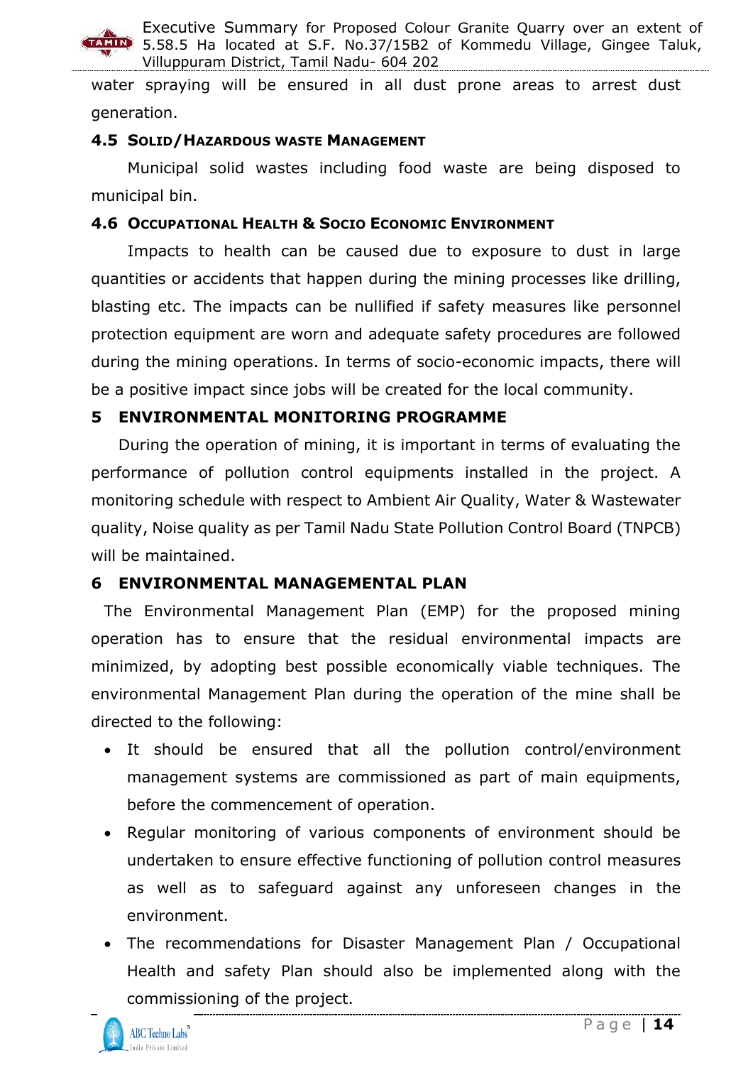water spraying will be ensured in all dust prone areas to arrest dust generation.

### 4.5 SOLID/HAZARDOUS WASTE MANAGEMENT

Municipal solid wastes including food waste are being disposed to municipal bin.

### 4.6 OCCUPATIONAL HEALTH & SOCIO ECONOMIC ENVIRONMENT

Impacts to health can be caused due to exposure to dust in large quantities or accidents that happen during the mining processes like drilling, blasting etc. The impacts can be nullified if safety measures like personnel protection equipment are worn and adequate safety procedures are followed during the mining operations. In terms of socio-economic impacts, there will be a positive impact since jobs will be created for the local community.

## 5 ENVIRONMENTAL MONITORING PROGRAMME

During the operation of mining, it is important in terms of evaluating the performance of pollution control equipments installed in the project. A monitoring schedule with respect to Ambient Air Quality, Water & Wastewater quality, Noise quality as per Tamil Nadu State Pollution Control Board (TNPCB) will be maintained.

## 6 ENVIRONMENTAL MANAGEMENTAL PLAN

The Environmental Management Plan (EMP) for the proposed mining operation has to ensure that the residual environmental impacts are minimized, by adopting best possible economically viable techniques. The environmental Management Plan during the operation of the mine shall be directed to the following:

- It should be ensured that all the pollution control/environment management systems are commissioned as part of main equipments, before the commencement of operation.
- Regular monitoring of various components of environment should be undertaken to ensure effective functioning of pollution control measures as well as to safeguard against any unforeseen changes in the environment.
- The recommendations for Disaster Management Plan / Occupational Health and safety Plan should also be implemented along with the commissioning of the project.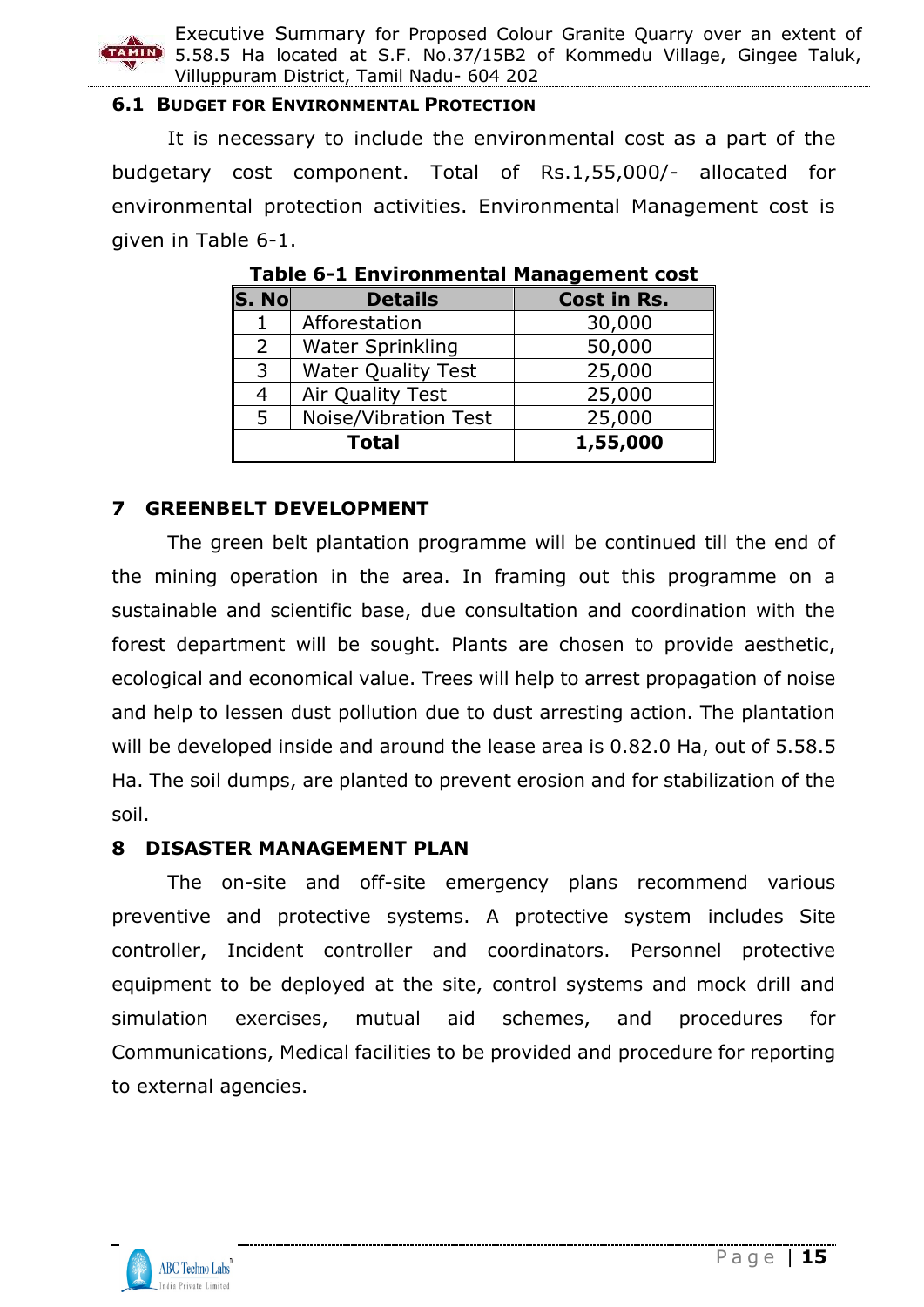### 6.1 BUDGET FOR ENVIRONMENTAL PROTECTION

It is necessary to include the environmental cost as a part of the budgetary cost component. Total of Rs.1,55,000/- allocated for environmental protection activities. Environmental Management cost is given in Table 6-1.

**Table 6-1 Environmental Management cost**

| S. No | Details | Cost in Rs. |
|---|---|---|
| 1 | Afforestation | 30,000 |
| 2 | Water Sprinkling | 50,000 |
| 3 | Water Quality Test | 25,000 |
| 4 | Air Quality Test | 25,000 |
| 5 | Noise/Vibration Test | 25,000 |
| **Total** | | **1,55,000** |

## 7 GREENBELT DEVELOPMENT

The green belt plantation programme will be continued till the end of the mining operation in the area. In framing out this programme on a sustainable and scientific base, due consultation and coordination with the forest department will be sought. Plants are chosen to provide aesthetic, ecological and economical value. Trees will help to arrest propagation of noise and help to lessen dust pollution due to dust arresting action. The plantation will be developed inside and around the lease area is 0.82.0 Ha, out of 5.58.5 Ha. The soil dumps, are planted to prevent erosion and for stabilization of the soil.

## 8 DISASTER MANAGEMENT PLAN

The on-site and off-site emergency plans recommend various preventive and protective systems. A protective system includes Site controller, Incident controller and coordinators. Personnel protective equipment to be deployed at the site, control systems and mock drill and simulation exercises, mutual aid schemes, and procedures for Communications, Medical facilities to be provided and procedure for reporting to external agencies.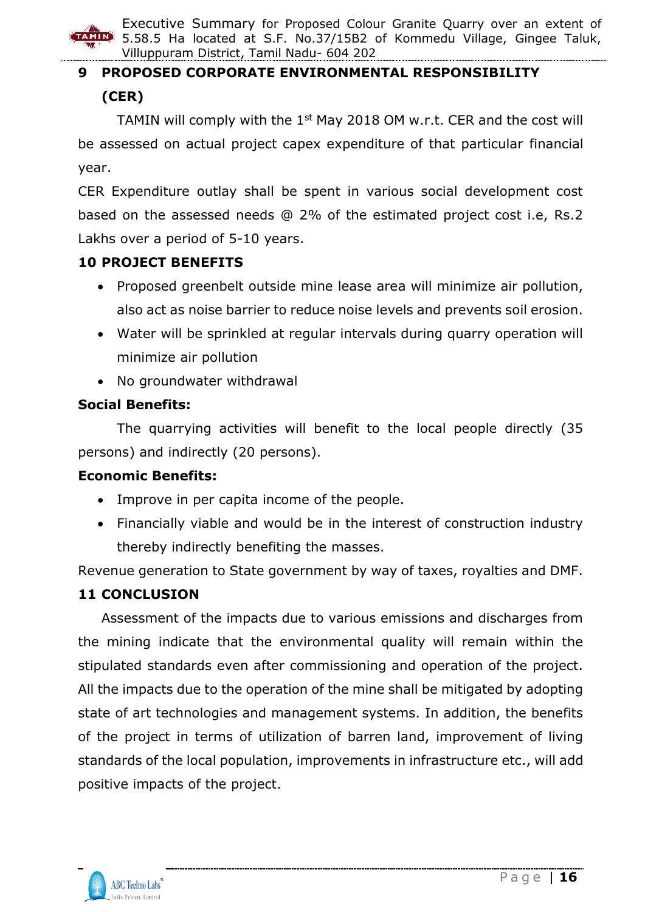## 9 PROPOSED CORPORATE ENVIRONMENTAL RESPONSIBILITY (CER)

TAMIN will comply with the 1st May 2018 OM w.r.t. CER and the cost will be assessed on actual project capex expenditure of that particular financial year.

CER Expenditure outlay shall be spent in various social development cost based on the assessed needs @ 2% of the estimated project cost i.e, Rs.2 Lakhs over a period of 5-10 years.

## 10 PROJECT BENEFITS

- Proposed greenbelt outside mine lease area will minimize air pollution, also act as noise barrier to reduce noise levels and prevents soil erosion.
- Water will be sprinkled at regular intervals during quarry operation will minimize air pollution
- No groundwater withdrawal

**Social Benefits:**

The quarrying activities will benefit to the local people directly (35 persons) and indirectly (20 persons).

**Economic Benefits:**

- Improve in per capita income of the people.
- Financially viable and would be in the interest of construction industry thereby indirectly benefiting the masses.

Revenue generation to State government by way of taxes, royalties and DMF.

## 11 CONCLUSION

Assessment of the impacts due to various emissions and discharges from the mining indicate that the environmental quality will remain within the stipulated standards even after commissioning and operation of the project. All the impacts due to the operation of the mine shall be mitigated by adopting state of art technologies and management systems. In addition, the benefits of the project in terms of utilization of barren land, improvement of living standards of the local population, improvements in infrastructure etc., will add positive impacts of the project.